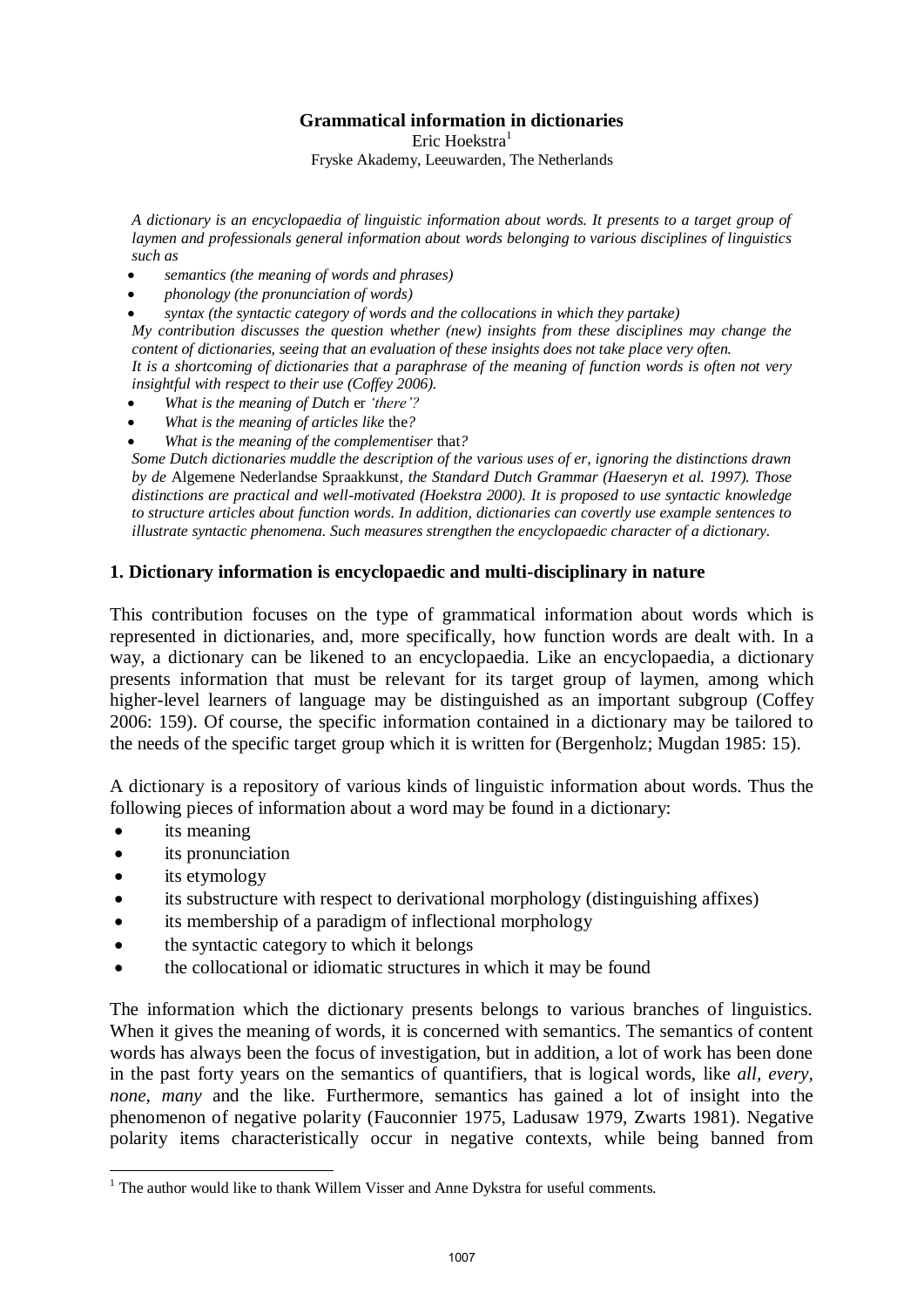# Grammatical information in dictionaries

Eric Hoekstra[1]

Fryske Akademy, Leeuwarden, The Netherlands

*A dictionary is an encyclopaedia of linguistic information about words. It presents to a target group of laymen and professionals general information about words belonging to various disciplines of linguistics such as*

- *semantics (the meaning of words and phrases)*
- *phonology (the pronunciation of words)*
- *syntax (the syntactic category of words and the collocations in which they partake)*

*My contribution discusses the question whether (new) insights from these disciplines may change the content of dictionaries, seeing that an evaluation of these insights does not take place very often.*
*It is a shortcoming of dictionaries that a paraphrase of the meaning of function words is often not very insightful with respect to their use (Coffey 2006).*

- *What is the meaning of Dutch* er *'there'?*
- *What is the meaning of articles like* the*?*
- *What is the meaning of the complementiser* that*?*

*Some Dutch dictionaries muddle the description of the various uses of er, ignoring the distinctions drawn by de* Algemene Nederlandse Spraakkunst*, the Standard Dutch Grammar (Haeseryn et al. 1997). Those distinctions are practical and well-motivated (Hoekstra 2000). It is proposed to use syntactic knowledge to structure articles about function words. In addition, dictionaries can covertly use example sentences to illustrate syntactic phenomena. Such measures strengthen the encyclopaedic character of a dictionary.*

## 1. Dictionary information is encyclopaedic and multi-disciplinary in nature

This contribution focuses on the type of grammatical information about words which is represented in dictionaries, and, more specifically, how function words are dealt with. In a way, a dictionary can be likened to an encyclopaedia. Like an encyclopaedia, a dictionary presents information that must be relevant for its target group of laymen, among which higher-level learners of language may be distinguished as an important subgroup (Coffey 2006: 159). Of course, the specific information contained in a dictionary may be tailored to the needs of the specific target group which it is written for (Bergenholz; Mugdan 1985: 15).

A dictionary is a repository of various kinds of linguistic information about words. Thus the following pieces of information about a word may be found in a dictionary:

- its meaning
- its pronunciation
- its etymology
- its substructure with respect to derivational morphology (distinguishing affixes)
- its membership of a paradigm of inflectional morphology
- the syntactic category to which it belongs
- the collocational or idiomatic structures in which it may be found

The information which the dictionary presents belongs to various branches of linguistics. When it gives the meaning of words, it is concerned with semantics. The semantics of content words has always been the focus of investigation, but in addition, a lot of work has been done in the past forty years on the semantics of quantifiers, that is logical words, like *all, every, none, many* and the like. Furthermore, semantics has gained a lot of insight into the phenomenon of negative polarity (Fauconnier 1975, Ladusaw 1979, Zwarts 1981). Negative polarity items characteristically occur in negative contexts, while being banned from

[1] The author would like to thank Willem Visser and Anne Dykstra for useful comments.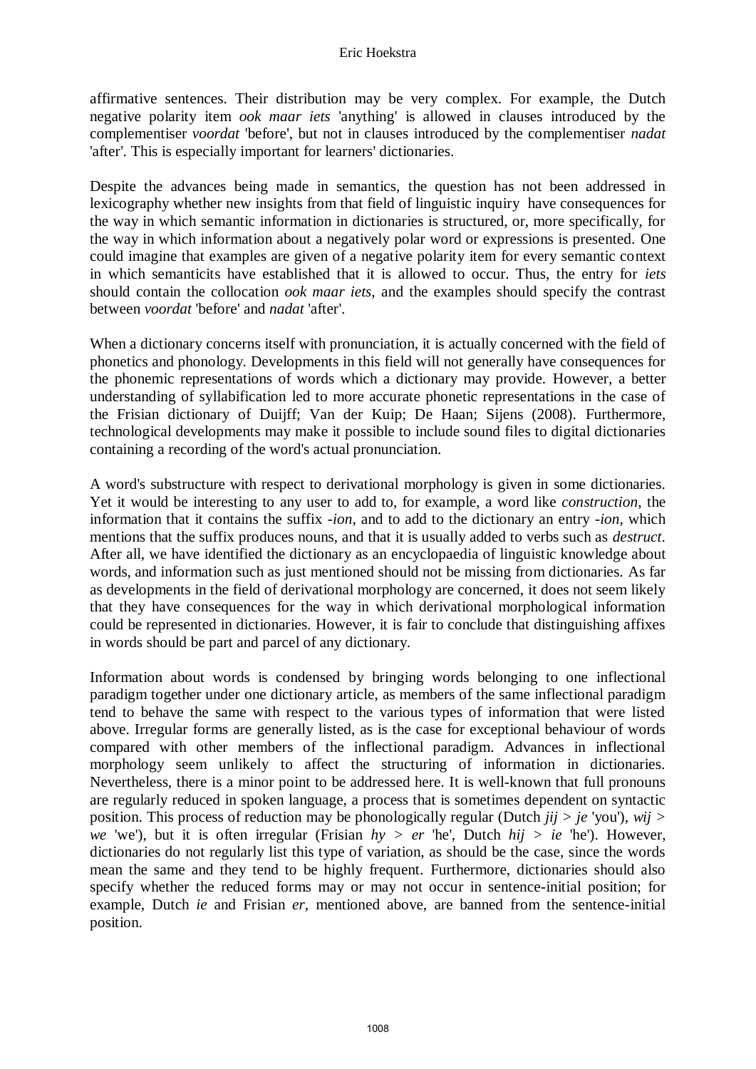affirmative sentences. Their distribution may be very complex. For example, the Dutch negative polarity item *ook maar iets* 'anything' is allowed in clauses introduced by the complementiser *voordat* 'before', but not in clauses introduced by the complementiser *nadat* 'after'. This is especially important for learners' dictionaries.

Despite the advances being made in semantics, the question has not been addressed in lexicography whether new insights from that field of linguistic inquiry have consequences for the way in which semantic information in dictionaries is structured, or, more specifically, for the way in which information about a negatively polar word or expressions is presented. One could imagine that examples are given of a negative polarity item for every semantic context in which semanticits have established that it is allowed to occur. Thus, the entry for *iets* should contain the collocation *ook maar iets*, and the examples should specify the contrast between *voordat* 'before' and *nadat* 'after'.

When a dictionary concerns itself with pronunciation, it is actually concerned with the field of phonetics and phonology. Developments in this field will not generally have consequences for the phonemic representations of words which a dictionary may provide. However, a better understanding of syllabification led to more accurate phonetic representations in the case of the Frisian dictionary of Duijff; Van der Kuip; De Haan; Sijens (2008). Furthermore, technological developments may make it possible to include sound files to digital dictionaries containing a recording of the word's actual pronunciation.

A word's substructure with respect to derivational morphology is given in some dictionaries. Yet it would be interesting to any user to add to, for example, a word like *construction*, the information that it contains the suffix *-ion*, and to add to the dictionary an entry *-ion*, which mentions that the suffix produces nouns, and that it is usually added to verbs such as *destruct*. After all, we have identified the dictionary as an encyclopaedia of linguistic knowledge about words, and information such as just mentioned should not be missing from dictionaries. As far as developments in the field of derivational morphology are concerned, it does not seem likely that they have consequences for the way in which derivational morphological information could be represented in dictionaries. However, it is fair to conclude that distinguishing affixes in words should be part and parcel of any dictionary.

Information about words is condensed by bringing words belonging to one inflectional paradigm together under one dictionary article, as members of the same inflectional paradigm tend to behave the same with respect to the various types of information that were listed above. Irregular forms are generally listed, as is the case for exceptional behaviour of words compared with other members of the inflectional paradigm. Advances in inflectional morphology seem unlikely to affect the structuring of information in dictionaries. Nevertheless, there is a minor point to be addressed here. It is well-known that full pronouns are regularly reduced in spoken language, a process that is sometimes dependent on syntactic position. This process of reduction may be phonologically regular (Dutch *jij* > *je* 'you'), *wij* > *we* 'we'), but it is often irregular (Frisian *hy* > *er* 'he', Dutch *hij* > *ie* 'he'). However, dictionaries do not regularly list this type of variation, as should be the case, since the words mean the same and they tend to be highly frequent. Furthermore, dictionaries should also specify whether the reduced forms may or may not occur in sentence-initial position; for example, Dutch *ie* and Frisian *er*, mentioned above, are banned from the sentence-initial position.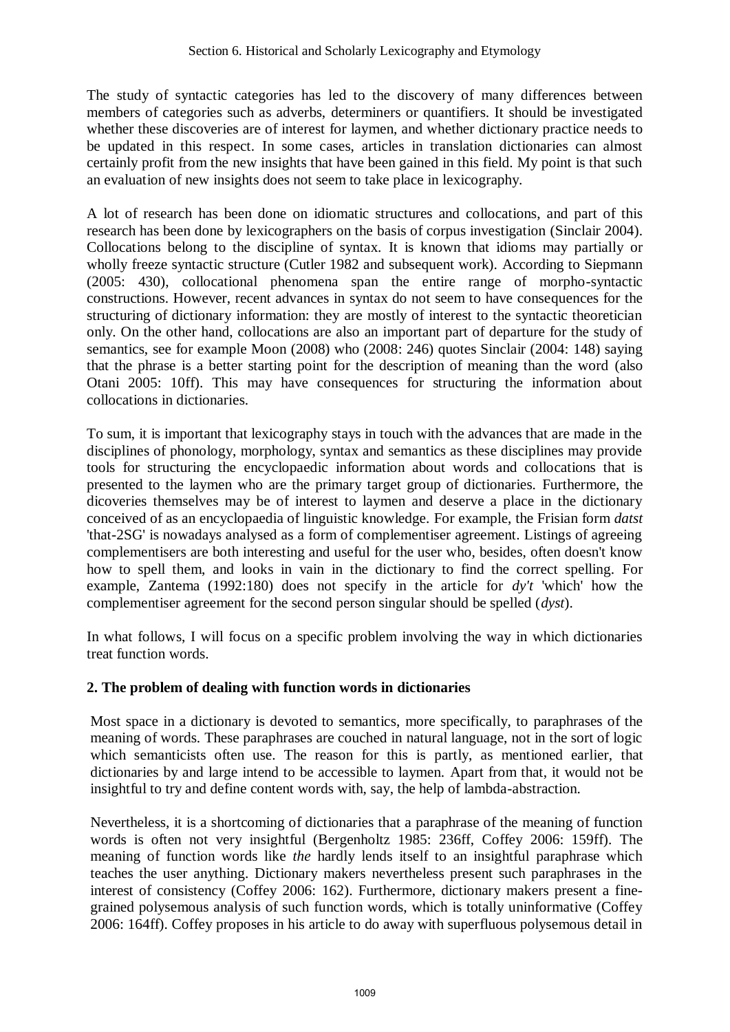The study of syntactic categories has led to the discovery of many differences between members of categories such as adverbs, determiners or quantifiers. It should be investigated whether these discoveries are of interest for laymen, and whether dictionary practice needs to be updated in this respect. In some cases, articles in translation dictionaries can almost certainly profit from the new insights that have been gained in this field. My point is that such an evaluation of new insights does not seem to take place in lexicography.

A lot of research has been done on idiomatic structures and collocations, and part of this research has been done by lexicographers on the basis of corpus investigation (Sinclair 2004). Collocations belong to the discipline of syntax. It is known that idioms may partially or wholly freeze syntactic structure (Cutler 1982 and subsequent work). According to Siepmann (2005: 430), collocational phenomena span the entire range of morpho-syntactic constructions. However, recent advances in syntax do not seem to have consequences for the structuring of dictionary information: they are mostly of interest to the syntactic theoretician only. On the other hand, collocations are also an important part of departure for the study of semantics, see for example Moon (2008) who (2008: 246) quotes Sinclair (2004: 148) saying that the phrase is a better starting point for the description of meaning than the word (also Otani 2005: 10ff). This may have consequences for structuring the information about collocations in dictionaries.

To sum, it is important that lexicography stays in touch with the advances that are made in the disciplines of phonology, morphology, syntax and semantics as these disciplines may provide tools for structuring the encyclopaedic information about words and collocations that is presented to the laymen who are the primary target group of dictionaries. Furthermore, the dicoveries themselves may be of interest to laymen and deserve a place in the dictionary conceived of as an encyclopaedia of linguistic knowledge. For example, the Frisian form *datst* 'that-2SG' is nowadays analysed as a form of complementiser agreement. Listings of agreeing complementisers are both interesting and useful for the user who, besides, often doesn't know how to spell them, and looks in vain in the dictionary to find the correct spelling. For example, Zantema (1992:180) does not specify in the article for *dy't* 'which' how the complementiser agreement for the second person singular should be spelled (*dyst*).

In what follows, I will focus on a specific problem involving the way in which dictionaries treat function words.

## 2. The problem of dealing with function words in dictionaries

Most space in a dictionary is devoted to semantics, more specifically, to paraphrases of the meaning of words. These paraphrases are couched in natural language, not in the sort of logic which semanticists often use. The reason for this is partly, as mentioned earlier, that dictionaries by and large intend to be accessible to laymen. Apart from that, it would not be insightful to try and define content words with, say, the help of lambda-abstraction.

Nevertheless, it is a shortcoming of dictionaries that a paraphrase of the meaning of function words is often not very insightful (Bergenholtz 1985: 236ff, Coffey 2006: 159ff). The meaning of function words like *the* hardly lends itself to an insightful paraphrase which teaches the user anything. Dictionary makers nevertheless present such paraphrases in the interest of consistency (Coffey 2006: 162). Furthermore, dictionary makers present a fine-grained polysemous analysis of such function words, which is totally uninformative (Coffey 2006: 164ff). Coffey proposes in his article to do away with superfluous polysemous detail in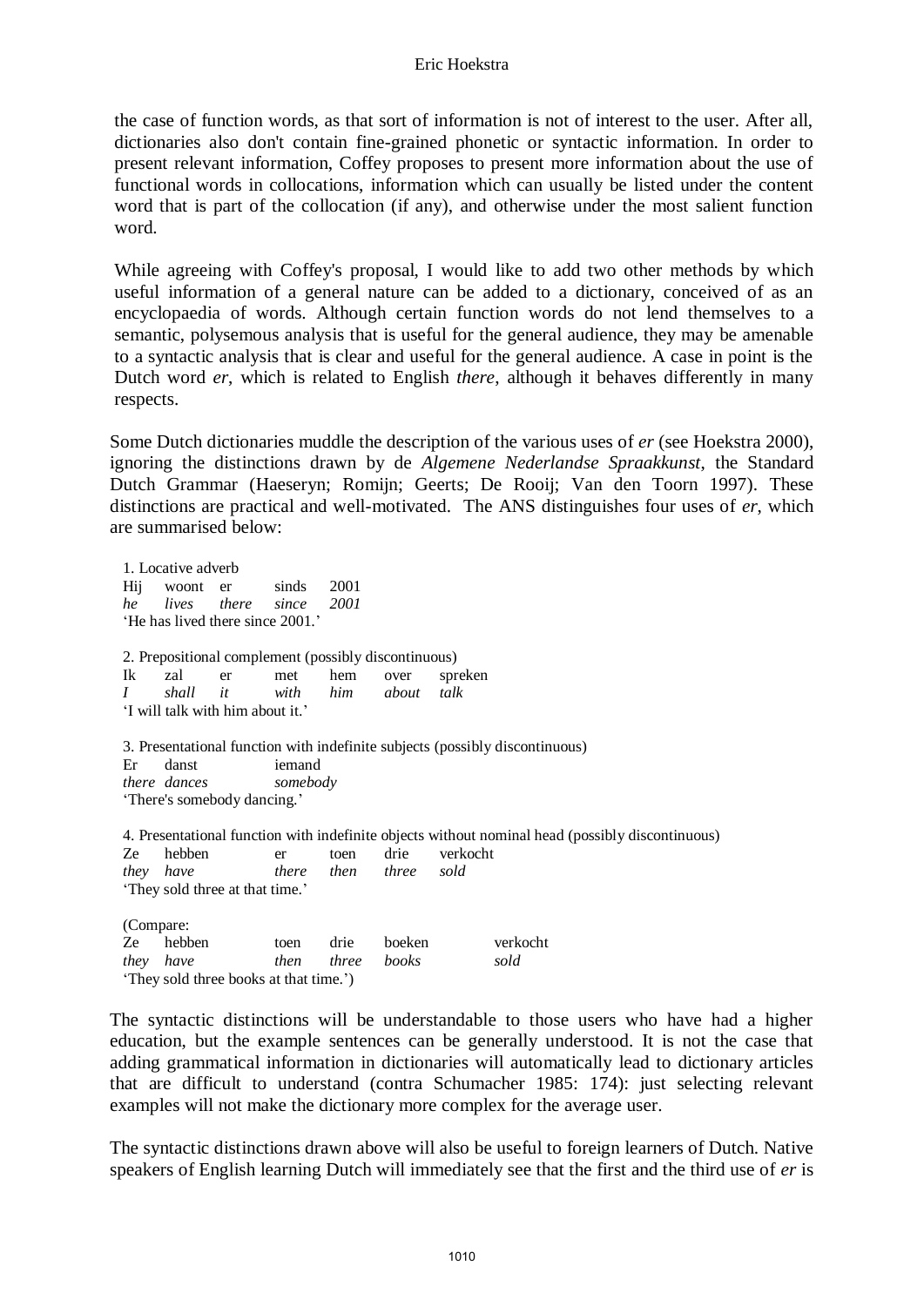the case of function words, as that sort of information is not of interest to the user. After all, dictionaries also don't contain fine-grained phonetic or syntactic information. In order to present relevant information, Coffey proposes to present more information about the use of functional words in collocations, information which can usually be listed under the content word that is part of the collocation (if any), and otherwise under the most salient function word.

While agreeing with Coffey's proposal, I would like to add two other methods by which useful information of a general nature can be added to a dictionary, conceived of as an encyclopaedia of words. Although certain function words do not lend themselves to a semantic, polysemous analysis that is useful for the general audience, they may be amenable to a syntactic analysis that is clear and useful for the general audience. A case in point is the Dutch word *er*, which is related to English *there*, although it behaves differently in many respects.

Some Dutch dictionaries muddle the description of the various uses of *er* (see Hoekstra 2000), ignoring the distinctions drawn by de *Algemene Nederlandse Spraakkunst*, the Standard Dutch Grammar (Haeseryn; Romijn; Geerts; De Rooij; Van den Toorn 1997). These distinctions are practical and well-motivated. The ANS distinguishes four uses of *er*, which are summarised below:

1. Locative adverb

| Hij | woont | er | sinds | 2001 |
|---|---|---|---|---|
| *he* | *lives* | *there* | *since* | *2001* |

'He has lived there since 2001.'

2. Prepositional complement (possibly discontinuous)

| Ik | zal | er | met | hem | over | spreken |
|---|---|---|---|---|---|---|
| *I* | *shall* | *it* | *with* | *him* | *about* | *talk* |

'I will talk with him about it.'

3. Presentational function with indefinite subjects (possibly discontinuous)

| Er | danst | iemand |
|---|---|---|
| *there* | *dances* | *somebody* |

'There's somebody dancing.'

4. Presentational function with indefinite objects without nominal head (possibly discontinuous)

| Ze | hebben | er | toen | drie | verkocht |
|---|---|---|---|---|---|
| *they* | *have* | *there* | *then* | *three* | *sold* |

'They sold three at that time.'

(Compare:

| Ze | hebben | toen | drie | boeken | verkocht |
|---|---|---|---|---|---|
| *they* | *have* | *then* | *three* | *books* | *sold* |

'They sold three books at that time.')

The syntactic distinctions will be understandable to those users who have had a higher education, but the example sentences can be generally understood. It is not the case that adding grammatical information in dictionaries will automatically lead to dictionary articles that are difficult to understand (contra Schumacher 1985: 174): just selecting relevant examples will not make the dictionary more complex for the average user.

The syntactic distinctions drawn above will also be useful to foreign learners of Dutch. Native speakers of English learning Dutch will immediately see that the first and the third use of *er* is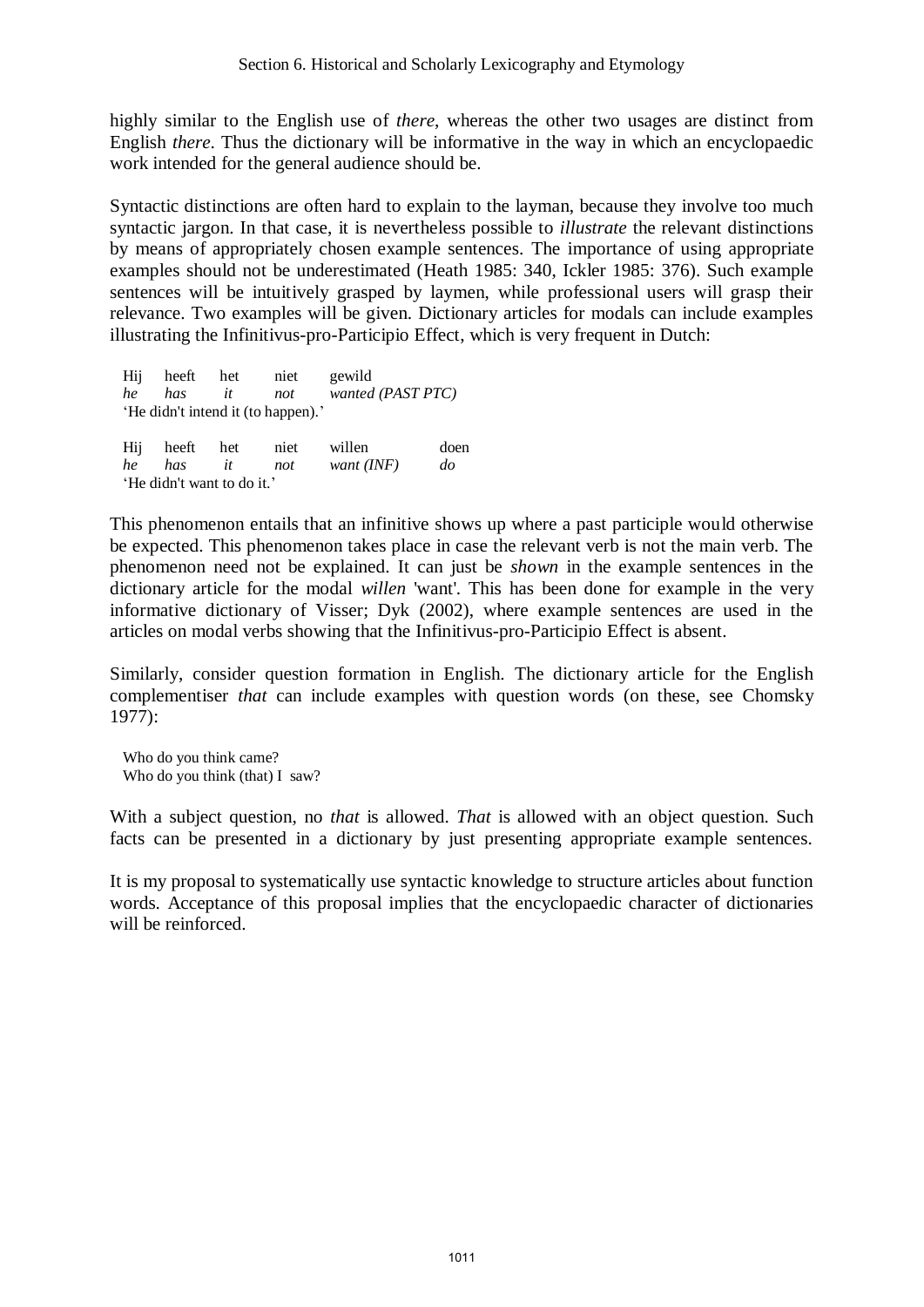highly similar to the English use of *there*, whereas the other two usages are distinct from English *there*. Thus the dictionary will be informative in the way in which an encyclopaedic work intended for the general audience should be.

Syntactic distinctions are often hard to explain to the layman, because they involve too much syntactic jargon. In that case, it is nevertheless possible to *illustrate* the relevant distinctions by means of appropriately chosen example sentences. The importance of using appropriate examples should not be underestimated (Heath 1985: 340, Ickler 1985: 376). Such example sentences will be intuitively grasped by laymen, while professional users will grasp their relevance. Two examples will be given. Dictionary articles for modals can include examples illustrating the Infinitivus-pro-Participio Effect, which is very frequent in Dutch:

| Hij | heeft | het | niet | gewild | |
|---|---|---|---|---|---|
| *he* | *has* | *it* | *not* | *wanted (PAST PTC)* | |

'He didn't intend it (to happen).'

| Hij | heeft | het | niet | willen | doen |
|---|---|---|---|---|---|
| *he* | *has* | *it* | *not* | *want (INF)* | *do* |

'He didn't want to do it.'

This phenomenon entails that an infinitive shows up where a past participle would otherwise be expected. This phenomenon takes place in case the relevant verb is not the main verb. The phenomenon need not be explained. It can just be *shown* in the example sentences in the dictionary article for the modal *willen* 'want'. This has been done for example in the very informative dictionary of Visser; Dyk (2002), where example sentences are used in the articles on modal verbs showing that the Infinitivus-pro-Participio Effect is absent.

Similarly, consider question formation in English. The dictionary article for the English complementiser *that* can include examples with question words (on these, see Chomsky 1977):

Who do you think came?
Who do you think (that) I saw?

With a subject question, no *that* is allowed. *That* is allowed with an object question. Such facts can be presented in a dictionary by just presenting appropriate example sentences.

It is my proposal to systematically use syntactic knowledge to structure articles about function words. Acceptance of this proposal implies that the encyclopaedic character of dictionaries will be reinforced.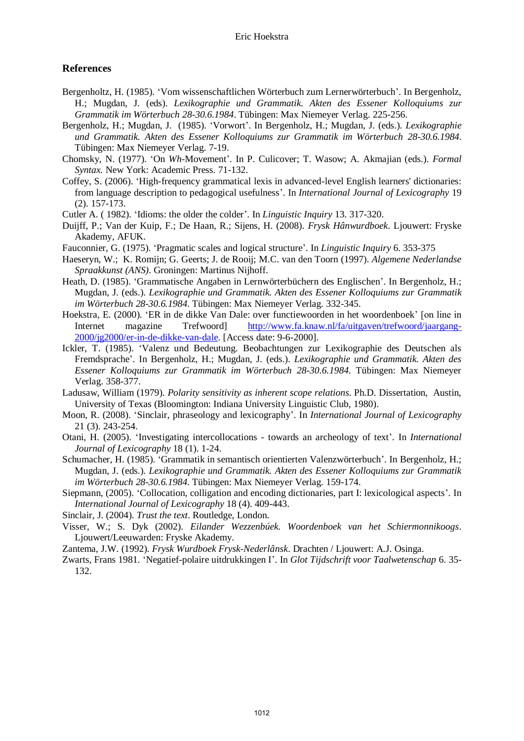## References

Bergenholtz, H. (1985). 'Vom wissenschaftlichen Wörterbuch zum Lernerwörterbuch'. In Bergenholz, H.; Mugdan, J. (eds). *Lexikographie und Grammatik. Akten des Essener Kolloquiums zur Grammatik im Wörterbuch 28-30.6.1984*. Tübingen: Max Niemeyer Verlag. 225-256.

Bergenholz, H.; Mugdan, J. (1985). 'Vorwort'. In Bergenholz, H.; Mugdan, J. (eds.). *Lexikographie und Grammatik. Akten des Essener Kolloquiums zur Grammatik im Wörterbuch 28-30.6.1984*. Tübingen: Max Niemeyer Verlag. 7-19.

Chomsky, N. (1977). 'On *Wh*-Movement'. In P. Culicover; T. Wasow; A. Akmajian (eds.). *Formal Syntax*. New York: Academic Press. 71-132.

Coffey, S. (2006). 'High-frequency grammatical lexis in advanced-level English learners' dictionaries: from language description to pedagogical usefulness'. In *International Journal of Lexicography* 19 (2). 157-173.

Cutler A. ( 1982). 'Idioms: the older the colder'. In *Linguistic Inquiry* 13. 317-320.

Duijff, P.; Van der Kuip, F.; De Haan, R.; Sijens, H. (2008). *Frysk Hânwurdboek*. Ljouwert: Fryske Akademy, AFUK.

Fauconnier, G. (1975). 'Pragmatic scales and logical structure'. In *Linguistic Inquiry* 6. 353-375

Haeseryn, W.; K. Romijn; G. Geerts; J. de Rooij; M.C. van den Toorn (1997). *Algemene Nederlandse Spraakkunst (ANS)*. Groningen: Martinus Nijhoff.

Heath, D. (1985). 'Grammatische Angaben in Lernwörterbüchern des Englischen'. In Bergenholz, H.; Mugdan, J. (eds.). *Lexikographie und Grammatik. Akten des Essener Kolloquiums zur Grammatik im Wörterbuch 28-30.6.1984*. Tübingen: Max Niemeyer Verlag. 332-345.

Hoekstra, E. (2000). 'ER in de dikke Van Dale: over functiewoorden in het woordenboek' [on line in Internet magazine Trefwoord] http://www.fa.knaw.nl/fa/uitgaven/trefwoord/jaargang-2000/jg2000/er-in-de-dikke-van-dale. [Access date: 9-6-2000].

Ickler, T. (1985). 'Valenz und Bedeutung. Beobachtungen zur Lexikographie des Deutschen als Fremdsprache'. In Bergenholz, H.; Mugdan, J. (eds.). *Lexikographie und Grammatik. Akten des Essener Kolloquiums zur Grammatik im Wörterbuch 28-30.6.1984*. Tübingen: Max Niemeyer Verlag. 358-377.

Ladusaw, William (1979). *Polarity sensitivity as inherent scope relations*. Ph.D. Dissertation, Austin, University of Texas (Bloomington: Indiana University Linguistic Club, 1980).

Moon, R. (2008). 'Sinclair, phraseology and lexicography'. In *International Journal of Lexicography* 21 (3). 243-254.

Otani, H. (2005). 'Investigating intercollocations - towards an archeology of text'. In *International Journal of Lexicography* 18 (1). 1-24.

Schumacher, H. (1985). 'Grammatik in semantisch orientierten Valenzwörterbuch'. In Bergenholz, H.; Mugdan, J. (eds.). *Lexikographie und Grammatik. Akten des Essener Kolloquiums zur Grammatik im Wörterbuch 28-30.6.1984*. Tübingen: Max Niemeyer Verlag. 159-174.

Siepmann, (2005). 'Collocation, colligation and encoding dictionaries, part I: lexicological aspects'. In *International Journal of Lexicography* 18 (4). 409-443.

Sinclair, J. (2004). *Trust the text*. Routledge, London.

Visser, W.; S. Dyk (2002). *Eilander Wezzenbúek. Woordenboek van het Schiermonnikoogs*. Ljouwert/Leeuwarden: Fryske Akademy.

Zantema, J.W. (1992). *Frysk Wurdboek Frysk-Nederlânsk*. Drachten / Ljouwert: A.J. Osinga.

Zwarts, Frans 1981. 'Negatief-polaire uitdrukkingen I'. In *Glot Tijdschrift voor Taalwetenschap* 6. 35-132.